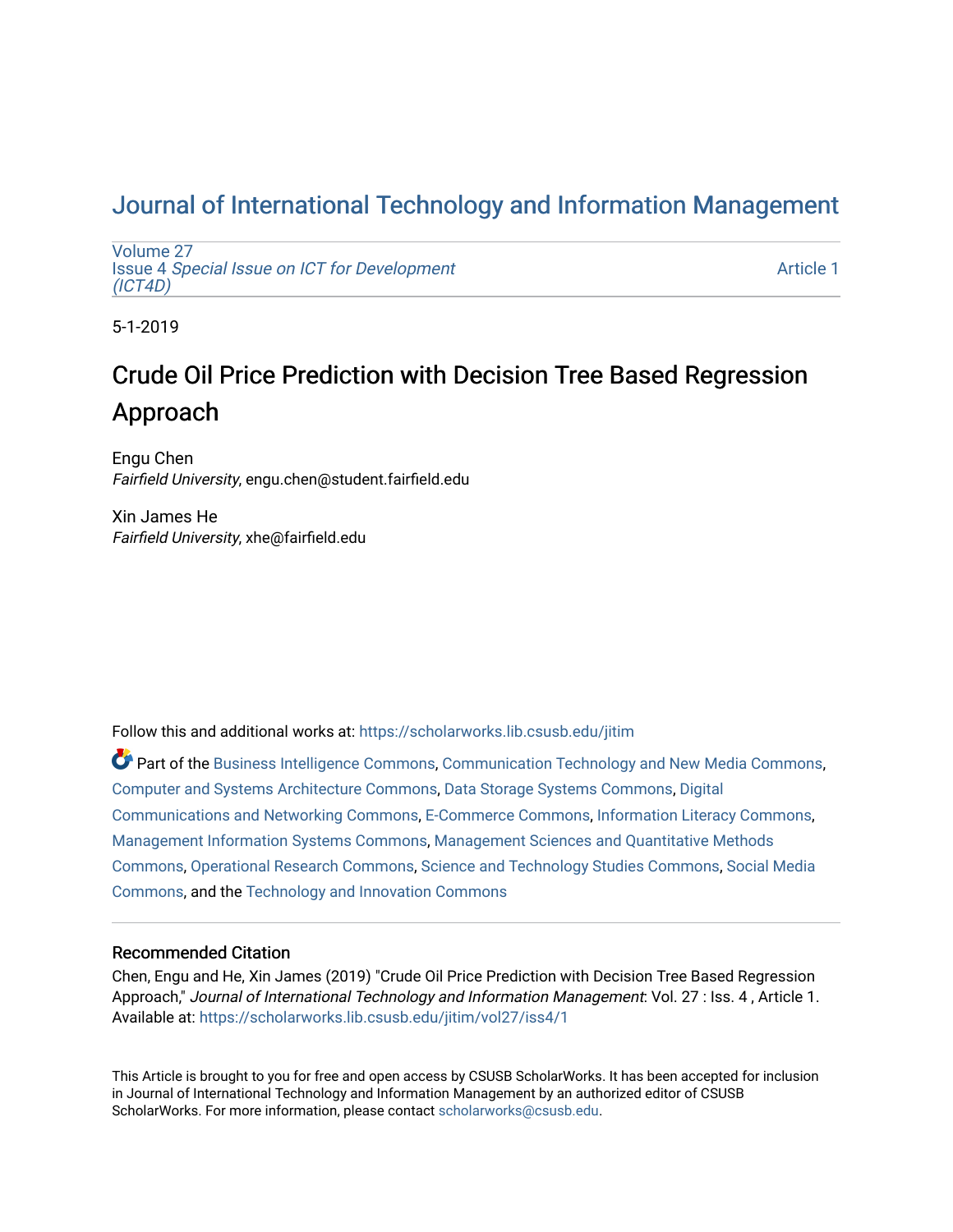# Journal of International Technology and Information Management

Volume 27
Issue 4 *Special Issue on ICT for Development (ICT4D)*

Article 1

5-1-2019

## Crude Oil Price Prediction with Decision Tree Based Regression Approach

Engu Chen
*Fairfield University*, engu.chen@student.fairfield.edu

Xin James He
*Fairfield University*, xhe@fairfield.edu

Follow this and additional works at: https://scholarworks.lib.csusb.edu/jitim

Part of the Business Intelligence Commons, Communication Technology and New Media Commons, Computer and Systems Architecture Commons, Data Storage Systems Commons, Digital Communications and Networking Commons, E-Commerce Commons, Information Literacy Commons, Management Information Systems Commons, Management Sciences and Quantitative Methods Commons, Operational Research Commons, Science and Technology Studies Commons, Social Media Commons, and the Technology and Innovation Commons

### Recommended Citation

Chen, Engu and He, Xin James (2019) "Crude Oil Price Prediction with Decision Tree Based Regression Approach," *Journal of International Technology and Information Management*: Vol. 27 : Iss. 4 , Article 1.
Available at: https://scholarworks.lib.csusb.edu/jitim/vol27/iss4/1

This Article is brought to you for free and open access by CSUSB ScholarWorks. It has been accepted for inclusion in Journal of International Technology and Information Management by an authorized editor of CSUSB ScholarWorks. For more information, please contact scholarworks@csusb.edu.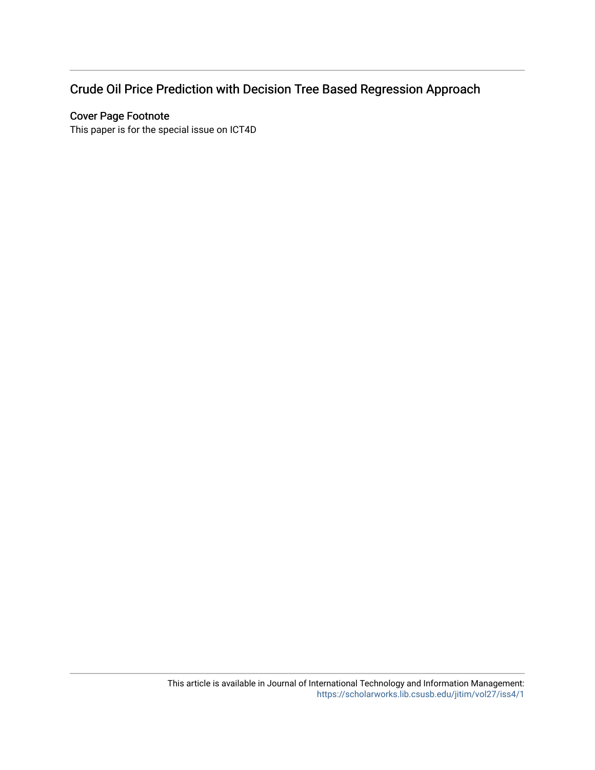# Crude Oil Price Prediction with Decision Tree Based Regression Approach

## Cover Page Footnote

This paper is for the special issue on ICT4D

This article is available in Journal of International Technology and Information Management: https://scholarworks.lib.csusb.edu/jitim/vol27/iss4/1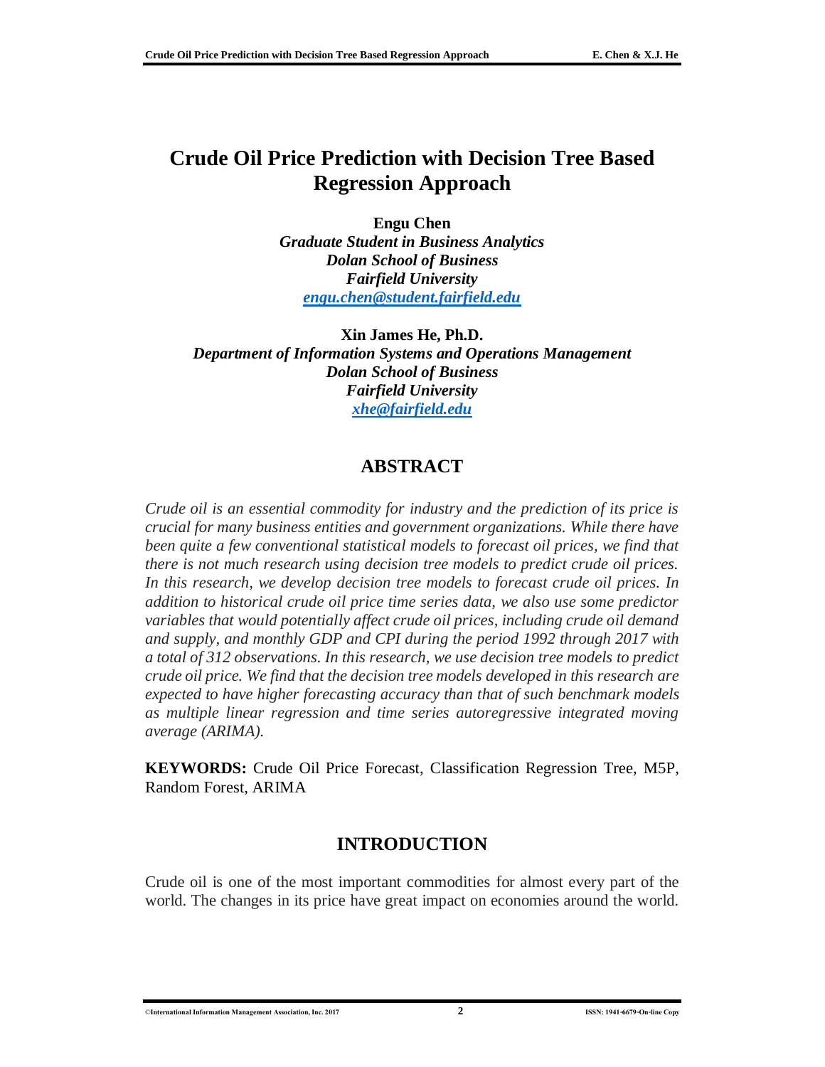# Crude Oil Price Prediction with Decision Tree Based Regression Approach

**Engu Chen**  
*Graduate Student in Business Analytics*  
*Dolan School of Business*  
*Fairfield University*  
*engu.chen@student.fairfield.edu*

**Xin James He, Ph.D.**  
*Department of Information Systems and Operations Management*  
*Dolan School of Business*  
*Fairfield University*  
*xhe@fairfield.edu*

## ABSTRACT

*Crude oil is an essential commodity for industry and the prediction of its price is crucial for many business entities and government organizations. While there have been quite a few conventional statistical models to forecast oil prices, we find that there is not much research using decision tree models to predict crude oil prices. In this research, we develop decision tree models to forecast crude oil prices. In addition to historical crude oil price time series data, we also use some predictor variables that would potentially affect crude oil prices, including crude oil demand and supply, and monthly GDP and CPI during the period 1992 through 2017 with a total of 312 observations. In this research, we use decision tree models to predict crude oil price. We find that the decision tree models developed in this research are expected to have higher forecasting accuracy than that of such benchmark models as multiple linear regression and time series autoregressive integrated moving average (ARIMA).*

**KEYWORDS:** Crude Oil Price Forecast, Classification Regression Tree, M5P, Random Forest, ARIMA

## INTRODUCTION

Crude oil is one of the most important commodities for almost every part of the world. The changes in its price have great impact on economies around the world.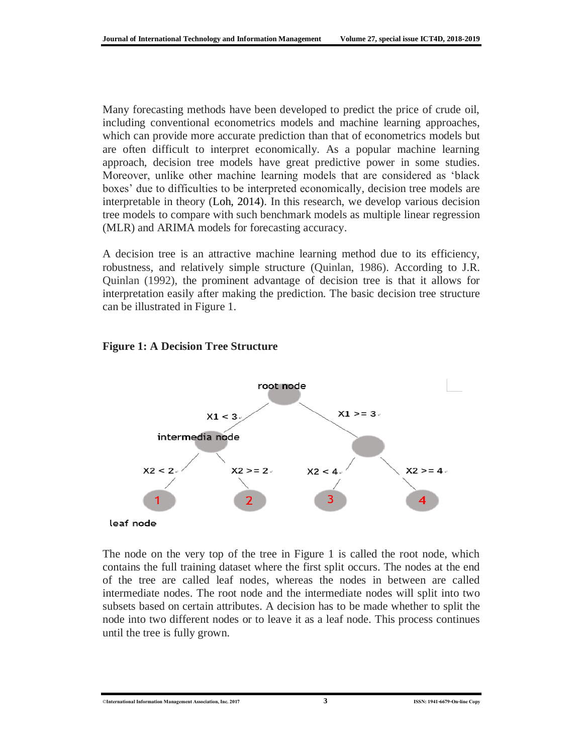Many forecasting methods have been developed to predict the price of crude oil, including conventional econometrics models and machine learning approaches, which can provide more accurate prediction than that of econometrics models but are often difficult to interpret economically. As a popular machine learning approach, decision tree models have great predictive power in some studies. Moreover, unlike other machine learning models that are considered as 'black boxes' due to difficulties to be interpreted economically, decision tree models are interpretable in theory (Loh, 2014). In this research, we develop various decision tree models to compare with such benchmark models as multiple linear regression (MLR) and ARIMA models for forecasting accuracy.

A decision tree is an attractive machine learning method due to its efficiency, robustness, and relatively simple structure (Quinlan, 1986). According to J.R. Quinlan (1992), the prominent advantage of decision tree is that it allows for interpretation easily after making the prediction. The basic decision tree structure can be illustrated in Figure 1.

**Figure 1: A Decision Tree Structure**

root node

X1 < 3 | X1 >= 3

intermedia node

X2 < 2 | X2 >= 2 | X2 < 4 | X2 >= 4

1 | 2 | 3 | 4

leaf node

The node on the very top of the tree in Figure 1 is called the root node, which contains the full training dataset where the first split occurs. The nodes at the end of the tree are called leaf nodes, whereas the nodes in between are called intermediate nodes. The root node and the intermediate nodes will split into two subsets based on certain attributes. A decision has to be made whether to split the node into two different nodes or to leave it as a leaf node. This process continues until the tree is fully grown.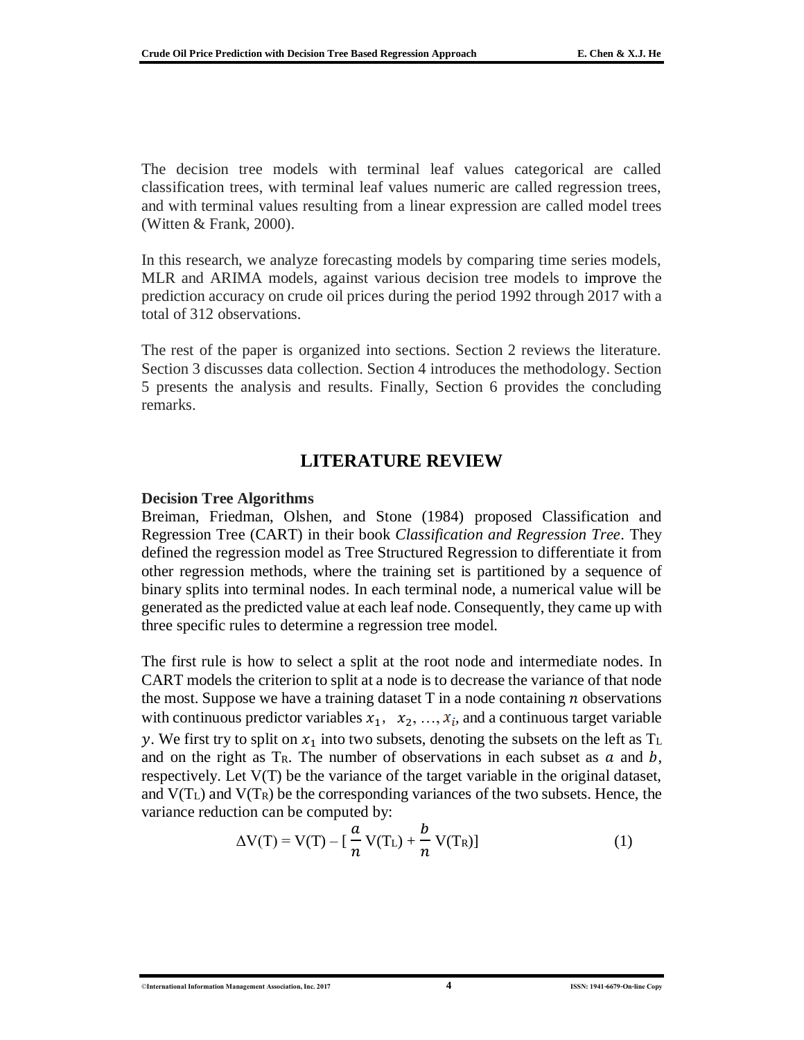The decision tree models with terminal leaf values categorical are called classification trees, with terminal leaf values numeric are called regression trees, and with terminal values resulting from a linear expression are called model trees (Witten & Frank, 2000).

In this research, we analyze forecasting models by comparing time series models, MLR and ARIMA models, against various decision tree models to improve the prediction accuracy on crude oil prices during the period 1992 through 2017 with a total of 312 observations.

The rest of the paper is organized into sections. Section 2 reviews the literature. Section 3 discusses data collection. Section 4 introduces the methodology. Section 5 presents the analysis and results. Finally, Section 6 provides the concluding remarks.

## LITERATURE REVIEW

### Decision Tree Algorithms

Breiman, Friedman, Olshen, and Stone (1984) proposed Classification and Regression Tree (CART) in their book *Classification and Regression Tree*. They defined the regression model as Tree Structured Regression to differentiate it from other regression methods, where the training set is partitioned by a sequence of binary splits into terminal nodes. In each terminal node, a numerical value will be generated as the predicted value at each leaf node. Consequently, they came up with three specific rules to determine a regression tree model.

The first rule is how to select a split at the root node and intermediate nodes. In CART models the criterion to split at a node is to decrease the variance of that node the most. Suppose we have a training dataset T in a node containing $n$ observations with continuous predictor variables $x_1, \; x_2, \ldots, x_i$, and a continuous target variable $y$. We first try to split on $x_1$ into two subsets, denoting the subsets on the left as $T_L$ and on the right as $T_R$. The number of observations in each subset as $a$ and $b$, respectively. Let V(T) be the variance of the target variable in the original dataset, and $V(T_L)$ and $V(T_R)$ be the corresponding variances of the two subsets. Hence, the variance reduction can be computed by:

$$\Delta V(T) = V(T) - \left[\frac{a}{n} V(T_L) + \frac{b}{n} V(T_R)\right] \tag{1}$$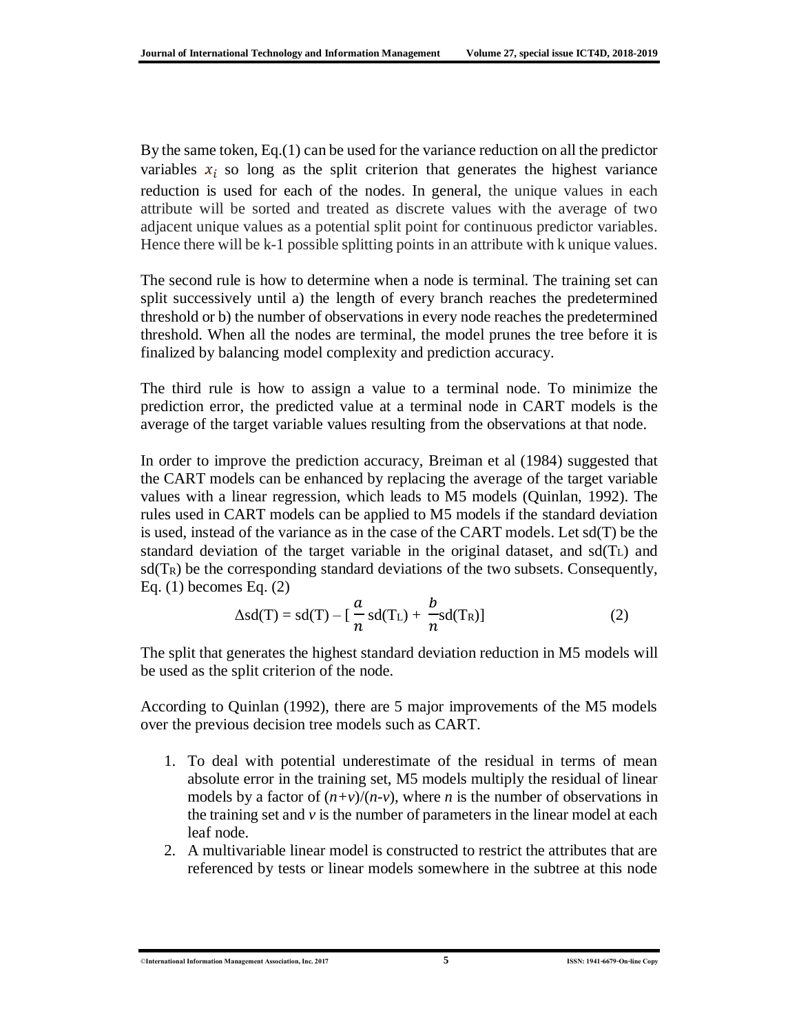By the same token, Eq.(1) can be used for the variance reduction on all the predictor variables $x_i$ so long as the split criterion that generates the highest variance reduction is used for each of the nodes. In general, the unique values in each attribute will be sorted and treated as discrete values with the average of two adjacent unique values as a potential split point for continuous predictor variables. Hence there will be k-1 possible splitting points in an attribute with k unique values.

The second rule is how to determine when a node is terminal. The training set can split successively until a) the length of every branch reaches the predetermined threshold or b) the number of observations in every node reaches the predetermined threshold. When all the nodes are terminal, the model prunes the tree before it is finalized by balancing model complexity and prediction accuracy.

The third rule is how to assign a value to a terminal node. To minimize the prediction error, the predicted value at a terminal node in CART models is the average of the target variable values resulting from the observations at that node.

In order to improve the prediction accuracy, Breiman et al (1984) suggested that the CART models can be enhanced by replacing the average of the target variable values with a linear regression, which leads to M5 models (Quinlan, 1992). The rules used in CART models can be applied to M5 models if the standard deviation is used, instead of the variance as in the case of the CART models. Let sd(T) be the standard deviation of the target variable in the original dataset, and $sd(T_L)$ and $sd(T_R)$ be the corresponding standard deviations of the two subsets. Consequently, Eq. (1) becomes Eq. (2)

$$\Delta sd(T) = sd(T) - \left[\frac{a}{n} sd(T_L) + \frac{b}{n} sd(T_R)\right] \tag{2}$$

The split that generates the highest standard deviation reduction in M5 models will be used as the split criterion of the node.

According to Quinlan (1992), there are 5 major improvements of the M5 models over the previous decision tree models such as CART.

1. To deal with potential underestimate of the residual in terms of mean absolute error in the training set, M5 models multiply the residual of linear models by a factor of $(n+v)/(n-v)$, where $n$ is the number of observations in the training set and $v$ is the number of parameters in the linear model at each leaf node.
2. A multivariable linear model is constructed to restrict the attributes that are referenced by tests or linear models somewhere in the subtree at this node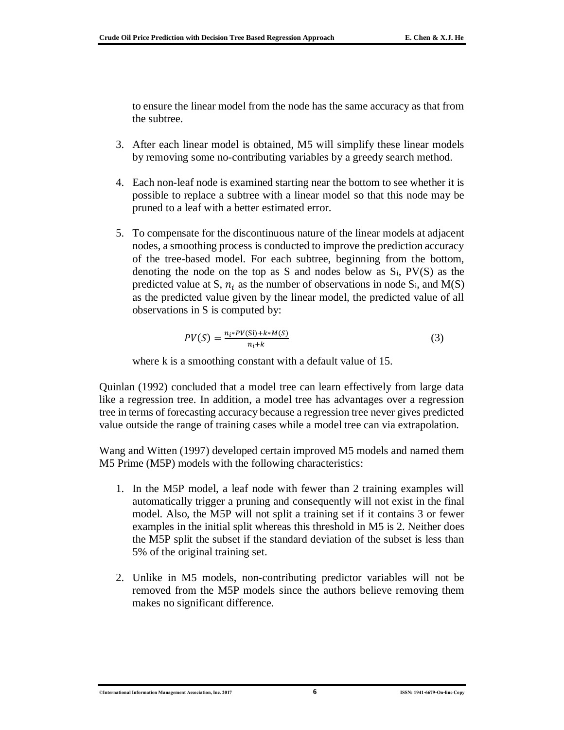to ensure the linear model from the node has the same accuracy as that from the subtree.

3. After each linear model is obtained, M5 will simplify these linear models by removing some no-contributing variables by a greedy search method.

4. Each non-leaf node is examined starting near the bottom to see whether it is possible to replace a subtree with a linear model so that this node may be pruned to a leaf with a better estimated error.

5. To compensate for the discontinuous nature of the linear models at adjacent nodes, a smoothing process is conducted to improve the prediction accuracy of the tree-based model. For each subtree, beginning from the bottom, denoting the node on the top as S and nodes below as $S_i$, PV(S) as the predicted value at S, $n_i$ as the number of observations in node $S_i$, and M(S) as the predicted value given by the linear model, the predicted value of all observations in S is computed by:

$$PV(S) = \frac{n_i * PV(\mathrm{Si}) + k * M(S)}{n_i + k} \tag{3}$$

where k is a smoothing constant with a default value of 15.

Quinlan (1992) concluded that a model tree can learn effectively from large data like a regression tree. In addition, a model tree has advantages over a regression tree in terms of forecasting accuracy because a regression tree never gives predicted value outside the range of training cases while a model tree can via extrapolation.

Wang and Witten (1997) developed certain improved M5 models and named them M5 Prime (M5P) models with the following characteristics:

1. In the M5P model, a leaf node with fewer than 2 training examples will automatically trigger a pruning and consequently will not exist in the final model. Also, the M5P will not split a training set if it contains 3 or fewer examples in the initial split whereas this threshold in M5 is 2. Neither does the M5P split the subset if the standard deviation of the subset is less than 5% of the original training set.

2. Unlike in M5 models, non-contributing predictor variables will not be removed from the M5P models since the authors believe removing them makes no significant difference.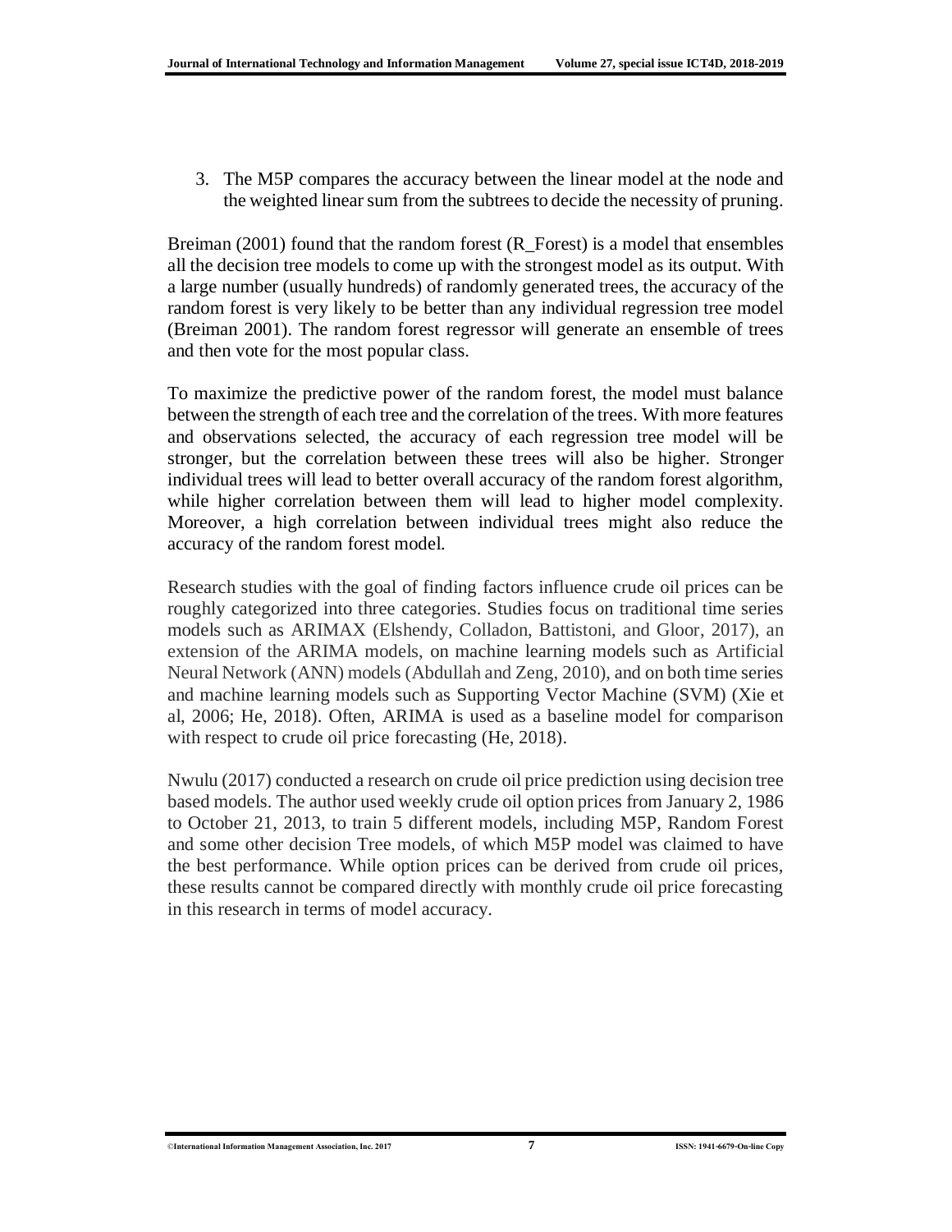3. The M5P compares the accuracy between the linear model at the node and the weighted linear sum from the subtrees to decide the necessity of pruning.

Breiman (2001) found that the random forest (R_Forest) is a model that ensembles all the decision tree models to come up with the strongest model as its output. With a large number (usually hundreds) of randomly generated trees, the accuracy of the random forest is very likely to be better than any individual regression tree model (Breiman 2001). The random forest regressor will generate an ensemble of trees and then vote for the most popular class.

To maximize the predictive power of the random forest, the model must balance between the strength of each tree and the correlation of the trees. With more features and observations selected, the accuracy of each regression tree model will be stronger, but the correlation between these trees will also be higher. Stronger individual trees will lead to better overall accuracy of the random forest algorithm, while higher correlation between them will lead to higher model complexity. Moreover, a high correlation between individual trees might also reduce the accuracy of the random forest model.

Research studies with the goal of finding factors influence crude oil prices can be roughly categorized into three categories. Studies focus on traditional time series models such as ARIMAX (Elshendy, Colladon, Battistoni, and Gloor, 2017), an extension of the ARIMA models, on machine learning models such as Artificial Neural Network (ANN) models (Abdullah and Zeng, 2010), and on both time series and machine learning models such as Supporting Vector Machine (SVM) (Xie et al, 2006; He, 2018). Often, ARIMA is used as a baseline model for comparison with respect to crude oil price forecasting (He, 2018).

Nwulu (2017) conducted a research on crude oil price prediction using decision tree based models. The author used weekly crude oil option prices from January 2, 1986 to October 21, 2013, to train 5 different models, including M5P, Random Forest and some other decision Tree models, of which M5P model was claimed to have the best performance. While option prices can be derived from crude oil prices, these results cannot be compared directly with monthly crude oil price forecasting in this research in terms of model accuracy.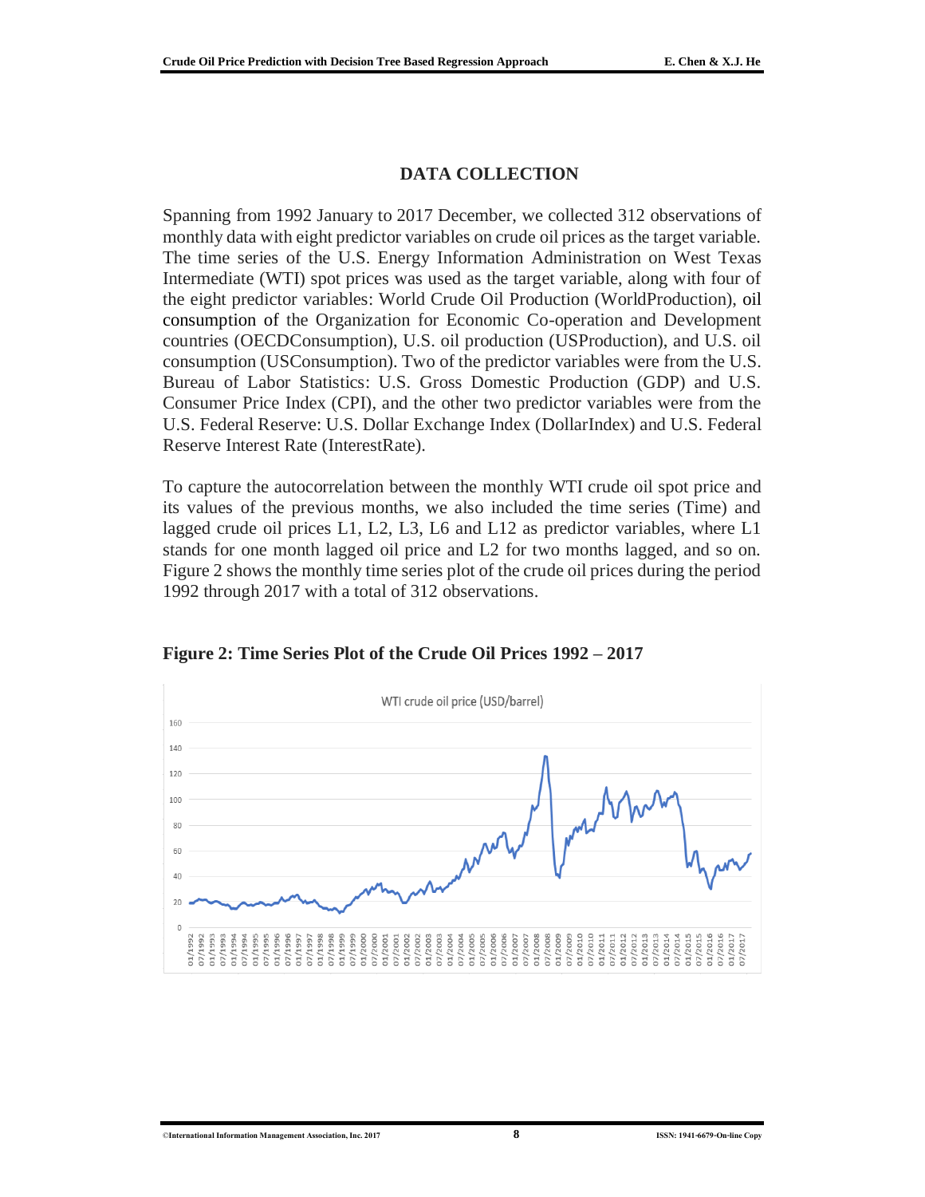## DATA COLLECTION

Spanning from 1992 January to 2017 December, we collected 312 observations of monthly data with eight predictor variables on crude oil prices as the target variable. The time series of the U.S. Energy Information Administration on West Texas Intermediate (WTI) spot prices was used as the target variable, along with four of the eight predictor variables: World Crude Oil Production (WorldProduction), oil consumption of the Organization for Economic Co-operation and Development countries (OECDConsumption), U.S. oil production (USProduction), and U.S. oil consumption (USConsumption). Two of the predictor variables were from the U.S. Bureau of Labor Statistics: U.S. Gross Domestic Production (GDP) and U.S. Consumer Price Index (CPI), and the other two predictor variables were from the U.S. Federal Reserve: U.S. Dollar Exchange Index (DollarIndex) and U.S. Federal Reserve Interest Rate (InterestRate).

To capture the autocorrelation between the monthly WTI crude oil spot price and its values of the previous months, we also included the time series (Time) and lagged crude oil prices L1, L2, L3, L6 and L12 as predictor variables, where L1 stands for one month lagged oil price and L2 for two months lagged, and so on. Figure 2 shows the monthly time series plot of the crude oil prices during the period 1992 through 2017 with a total of 312 observations.

**Figure 2: Time Series Plot of the Crude Oil Prices 1992 – 2017**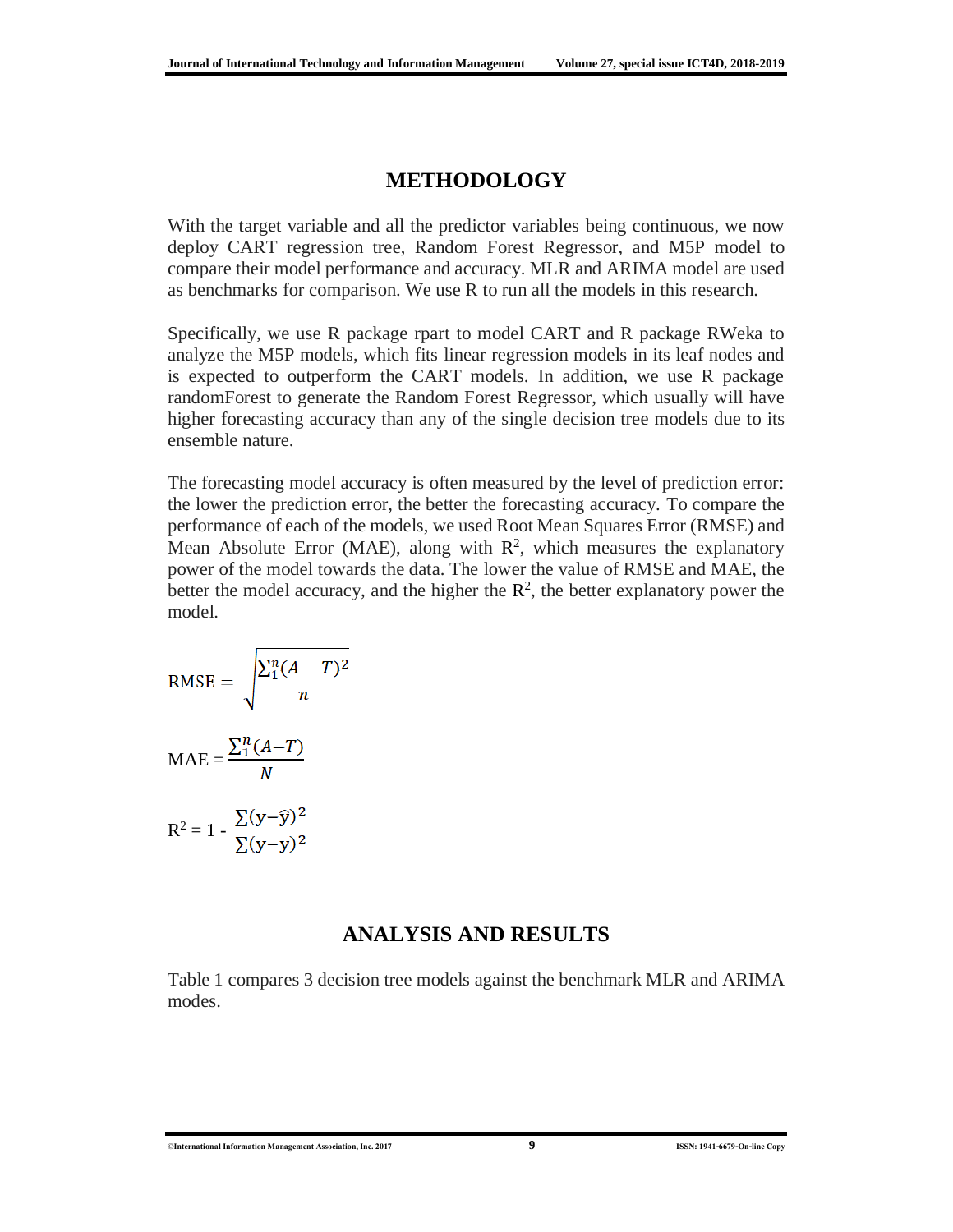## METHODOLOGY

With the target variable and all the predictor variables being continuous, we now deploy CART regression tree, Random Forest Regressor, and M5P model to compare their model performance and accuracy. MLR and ARIMA model are used as benchmarks for comparison. We use R to run all the models in this research.

Specifically, we use R package rpart to model CART and R package RWeka to analyze the M5P models, which fits linear regression models in its leaf nodes and is expected to outperform the CART models. In addition, we use R package randomForest to generate the Random Forest Regressor, which usually will have higher forecasting accuracy than any of the single decision tree models due to its ensemble nature.

The forecasting model accuracy is often measured by the level of prediction error: the lower the prediction error, the better the forecasting accuracy. To compare the performance of each of the models, we used Root Mean Squares Error (RMSE) and Mean Absolute Error (MAE), along with $R^2$, which measures the explanatory power of the model towards the data. The lower the value of RMSE and MAE, the better the model accuracy, and the higher the $R^2$, the better explanatory power the model.

$$\text{RMSE} = \sqrt{\frac{\sum_1^n (A - T)^2}{n}}$$

$$\text{MAE} = \frac{\sum_1^n (A - T)}{N}$$

$$R^2 = 1 - \frac{\sum (y - \hat{y})^2}{\sum (y - \bar{y})^2}$$

## ANALYSIS AND RESULTS

Table 1 compares 3 decision tree models against the benchmark MLR and ARIMA modes.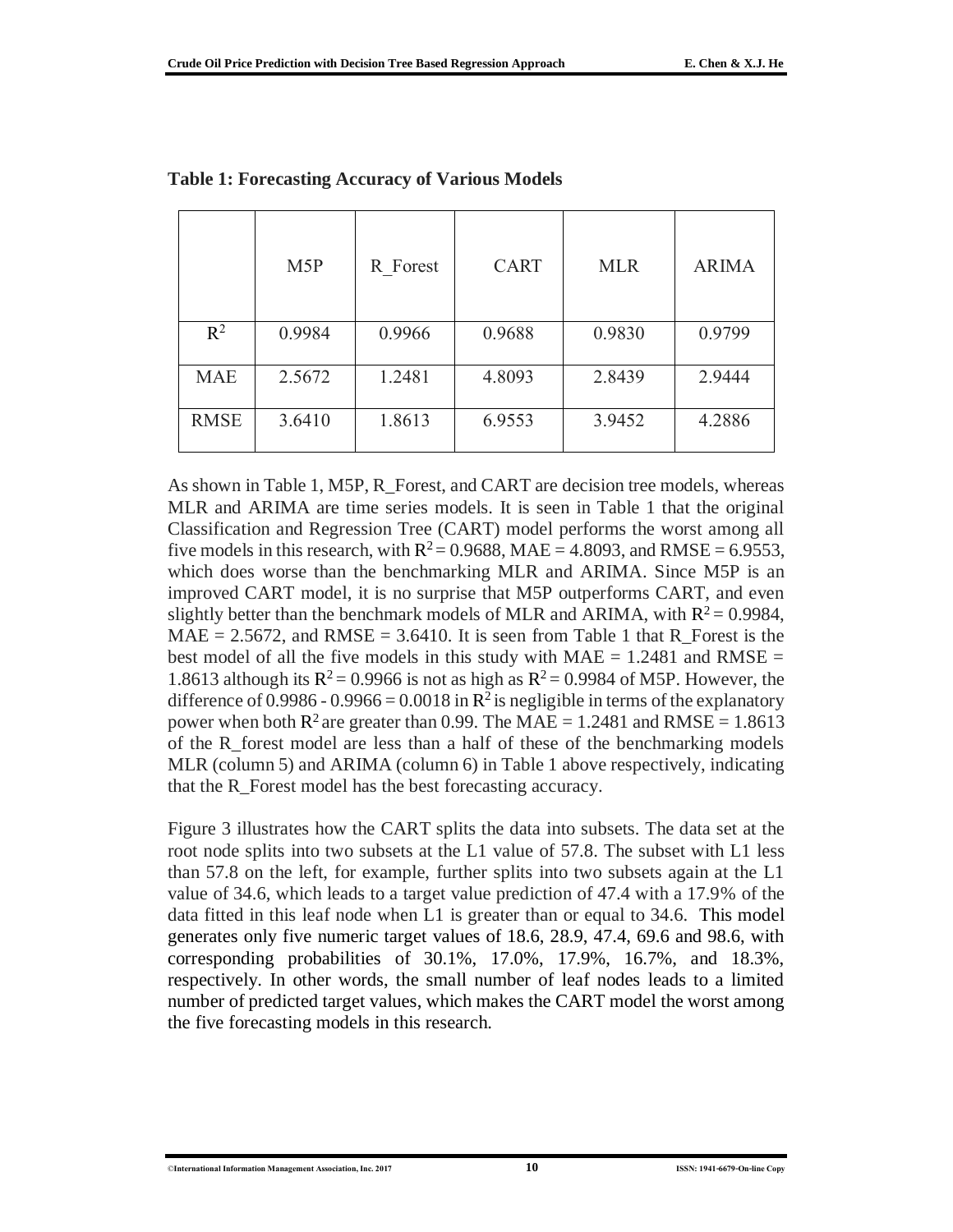**Table 1: Forecasting Accuracy of Various Models**

| | M5P | R_Forest | CART | MLR | ARIMA |
|---|---|---|---|---|---|
| $R^2$ | 0.9984 | 0.9966 | 0.9688 | 0.9830 | 0.9799 |
| MAE | 2.5672 | 1.2481 | 4.8093 | 2.8439 | 2.9444 |
| RMSE | 3.6410 | 1.8613 | 6.9553 | 3.9452 | 4.2886 |

As shown in Table 1, M5P, R_Forest, and CART are decision tree models, whereas MLR and ARIMA are time series models. It is seen in Table 1 that the original Classification and Regression Tree (CART) model performs the worst among all five models in this research, with $R^2 = 0.9688$, MAE = 4.8093, and RMSE = 6.9553, which does worse than the benchmarking MLR and ARIMA. Since M5P is an improved CART model, it is no surprise that M5P outperforms CART, and even slightly better than the benchmark models of MLR and ARIMA, with $R^2 = 0.9984$, MAE = 2.5672, and RMSE = 3.6410. It is seen from Table 1 that R_Forest is the best model of all the five models in this study with MAE = 1.2481 and RMSE = 1.8613 although its $R^2 = 0.9966$ is not as high as $R^2 = 0.9984$ of M5P. However, the difference of 0.9986 - 0.9966 = 0.0018 in $R^2$ is negligible in terms of the explanatory power when both $R^2$ are greater than 0.99. The MAE = 1.2481 and RMSE = 1.8613 of the R_forest model are less than a half of these of the benchmarking models MLR (column 5) and ARIMA (column 6) in Table 1 above respectively, indicating that the R_Forest model has the best forecasting accuracy.

Figure 3 illustrates how the CART splits the data into subsets. The data set at the root node splits into two subsets at the L1 value of 57.8. The subset with L1 less than 57.8 on the left, for example, further splits into two subsets again at the L1 value of 34.6, which leads to a target value prediction of 47.4 with a 17.9% of the data fitted in this leaf node when L1 is greater than or equal to 34.6. This model generates only five numeric target values of 18.6, 28.9, 47.4, 69.6 and 98.6, with corresponding probabilities of 30.1%, 17.0%, 17.9%, 16.7%, and 18.3%, respectively. In other words, the small number of leaf nodes leads to a limited number of predicted target values, which makes the CART model the worst among the five forecasting models in this research.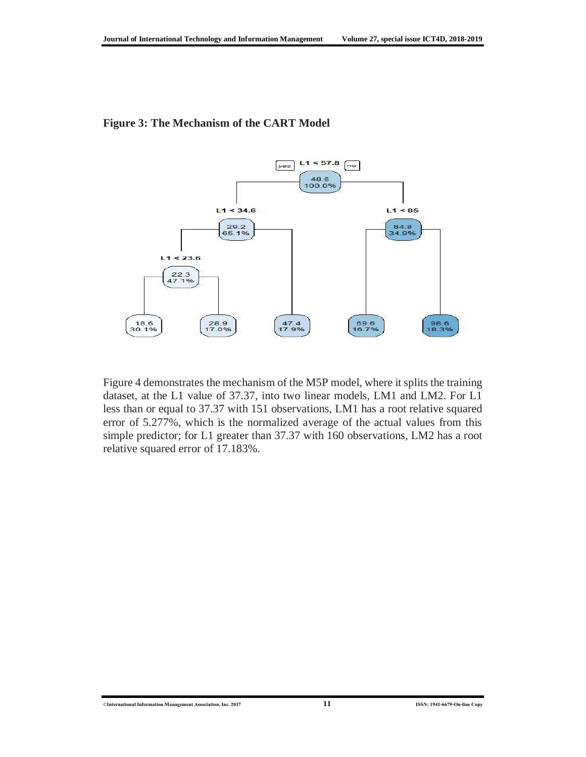**Figure 3: The Mechanism of the CART Model**

Figure 4 demonstrates the mechanism of the M5P model, where it splits the training dataset, at the L1 value of 37.37, into two linear models, LM1 and LM2. For L1 less than or equal to 37.37 with 151 observations, LM1 has a root relative squared error of 5.277%, which is the normalized average of the actual values from this simple predictor; for L1 greater than 37.37 with 160 observations, LM2 has a root relative squared error of 17.183%.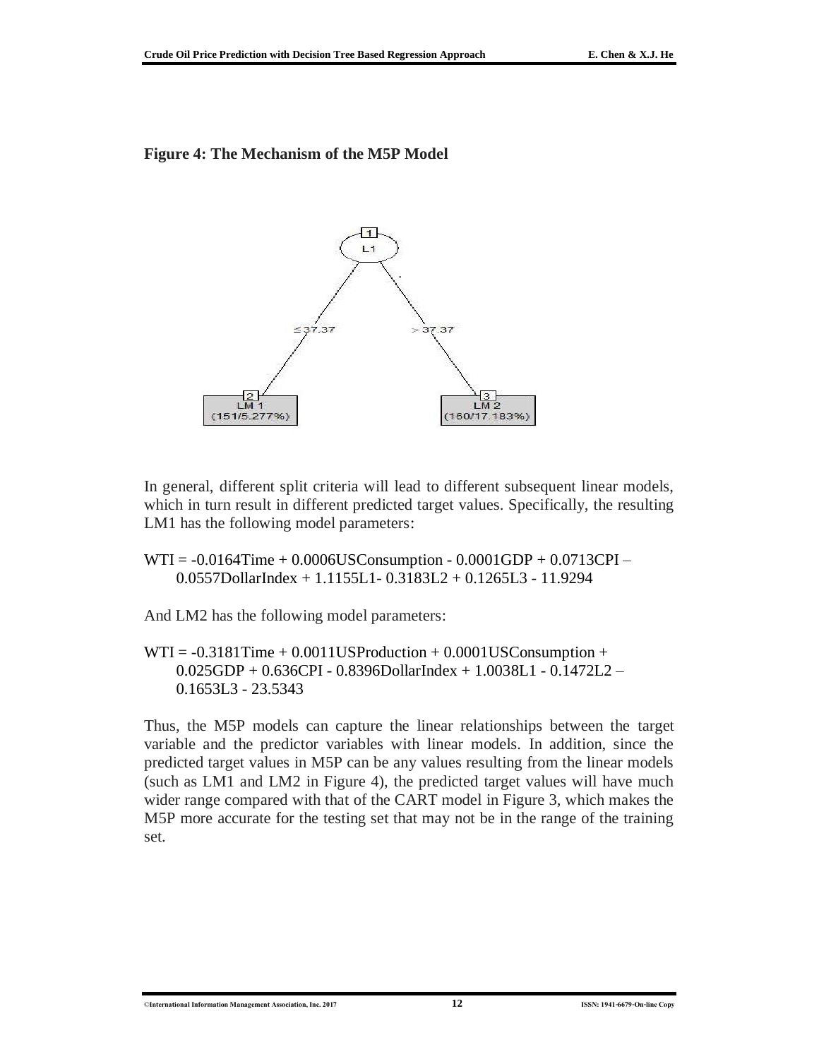**Figure 4: The Mechanism of the M5P Model**

In general, different split criteria will lead to different subsequent linear models, which in turn result in different predicted target values. Specifically, the resulting LM1 has the following model parameters:

WTI = -0.0164Time + 0.0006USConsumption - 0.0001GDP + 0.0713CPI – 0.0557DollarIndex + 1.1155L1- 0.3183L2 + 0.1265L3 - 11.9294

And LM2 has the following model parameters:

WTI = -0.3181Time + 0.0011USProduction + 0.0001USConsumption + 0.025GDP + 0.636CPI - 0.8396DollarIndex + 1.0038L1 - 0.1472L2 – 0.1653L3 - 23.5343

Thus, the M5P models can capture the linear relationships between the target variable and the predictor variables with linear models. In addition, since the predicted target values in M5P can be any values resulting from the linear models (such as LM1 and LM2 in Figure 4), the predicted target values will have much wider range compared with that of the CART model in Figure 3, which makes the M5P more accurate for the testing set that may not be in the range of the training set.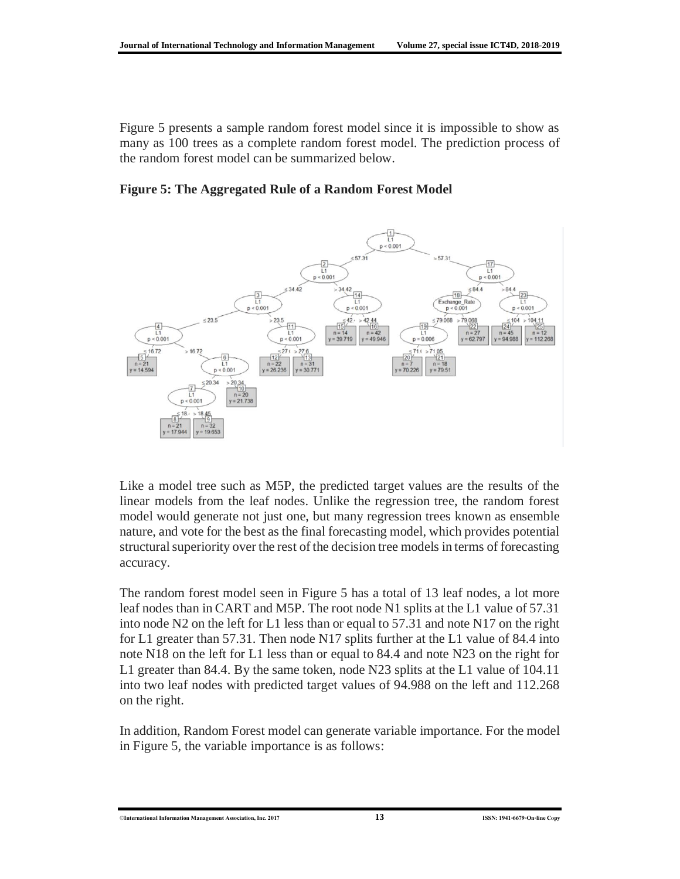Figure 5 presents a sample random forest model since it is impossible to show as many as 100 trees as a complete random forest model. The prediction process of the random forest model can be summarized below.

**Figure 5: The Aggregated Rule of a Random Forest Model**

Like a model tree such as M5P, the predicted target values are the results of the linear models from the leaf nodes. Unlike the regression tree, the random forest model would generate not just one, but many regression trees known as ensemble nature, and vote for the best as the final forecasting model, which provides potential structural superiority over the rest of the decision tree models in terms of forecasting accuracy.

The random forest model seen in Figure 5 has a total of 13 leaf nodes, a lot more leaf nodes than in CART and M5P. The root node N1 splits at the L1 value of 57.31 into node N2 on the left for L1 less than or equal to 57.31 and note N17 on the right for L1 greater than 57.31. Then node N17 splits further at the L1 value of 84.4 into note N18 on the left for L1 less than or equal to 84.4 and note N23 on the right for L1 greater than 84.4. By the same token, node N23 splits at the L1 value of 104.11 into two leaf nodes with predicted target values of 94.988 on the left and 112.268 on the right.

In addition, Random Forest model can generate variable importance. For the model in Figure 5, the variable importance is as follows: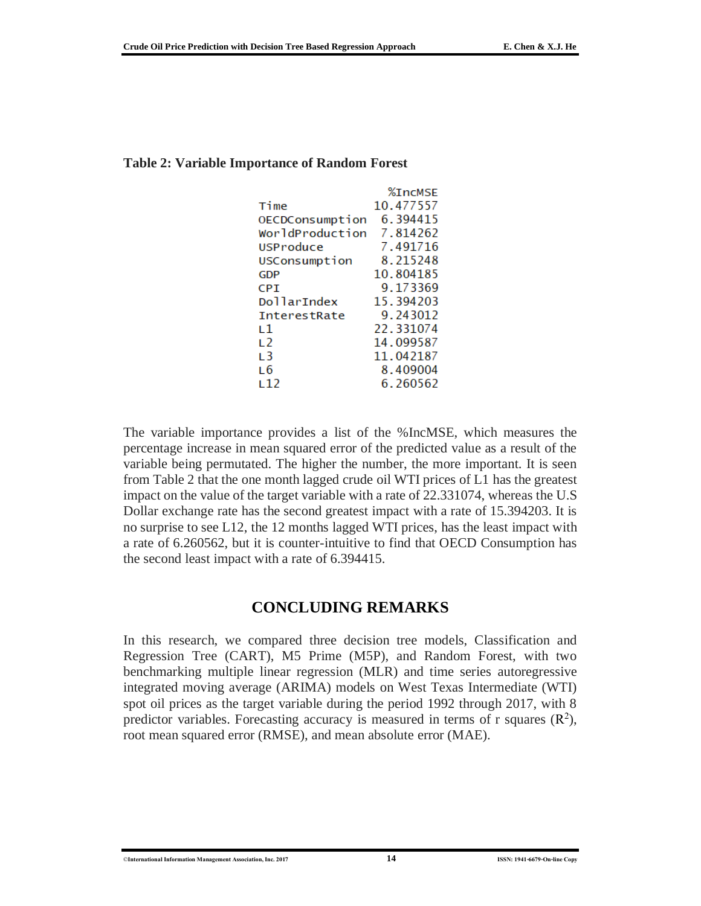**Table 2: Variable Importance of Random Forest**

| | %IncMSE |
|---|---|
| Time | 10.477557 |
| OECDConsumption | 6.394415 |
| WorldProduction | 7.814262 |
| USProduce | 7.491716 |
| USConsumption | 8.215248 |
| GDP | 10.804185 |
| CPI | 9.173369 |
| DollarIndex | 15.394203 |
| InterestRate | 9.243012 |
| L1 | 22.331074 |
| L2 | 14.099587 |
| L3 | 11.042187 |
| L6 | 8.409004 |
| L12 | 6.260562 |

The variable importance provides a list of the %IncMSE, which measures the percentage increase in mean squared error of the predicted value as a result of the variable being permutated. The higher the number, the more important. It is seen from Table 2 that the one month lagged crude oil WTI prices of L1 has the greatest impact on the value of the target variable with a rate of 22.331074, whereas the U.S Dollar exchange rate has the second greatest impact with a rate of 15.394203. It is no surprise to see L12, the 12 months lagged WTI prices, has the least impact with a rate of 6.260562, but it is counter-intuitive to find that OECD Consumption has the second least impact with a rate of 6.394415.

## CONCLUDING REMARKS

In this research, we compared three decision tree models, Classification and Regression Tree (CART), M5 Prime (M5P), and Random Forest, with two benchmarking multiple linear regression (MLR) and time series autoregressive integrated moving average (ARIMA) models on West Texas Intermediate (WTI) spot oil prices as the target variable during the period 1992 through 2017, with 8 predictor variables. Forecasting accuracy is measured in terms of r squares ($R^2$), root mean squared error (RMSE), and mean absolute error (MAE).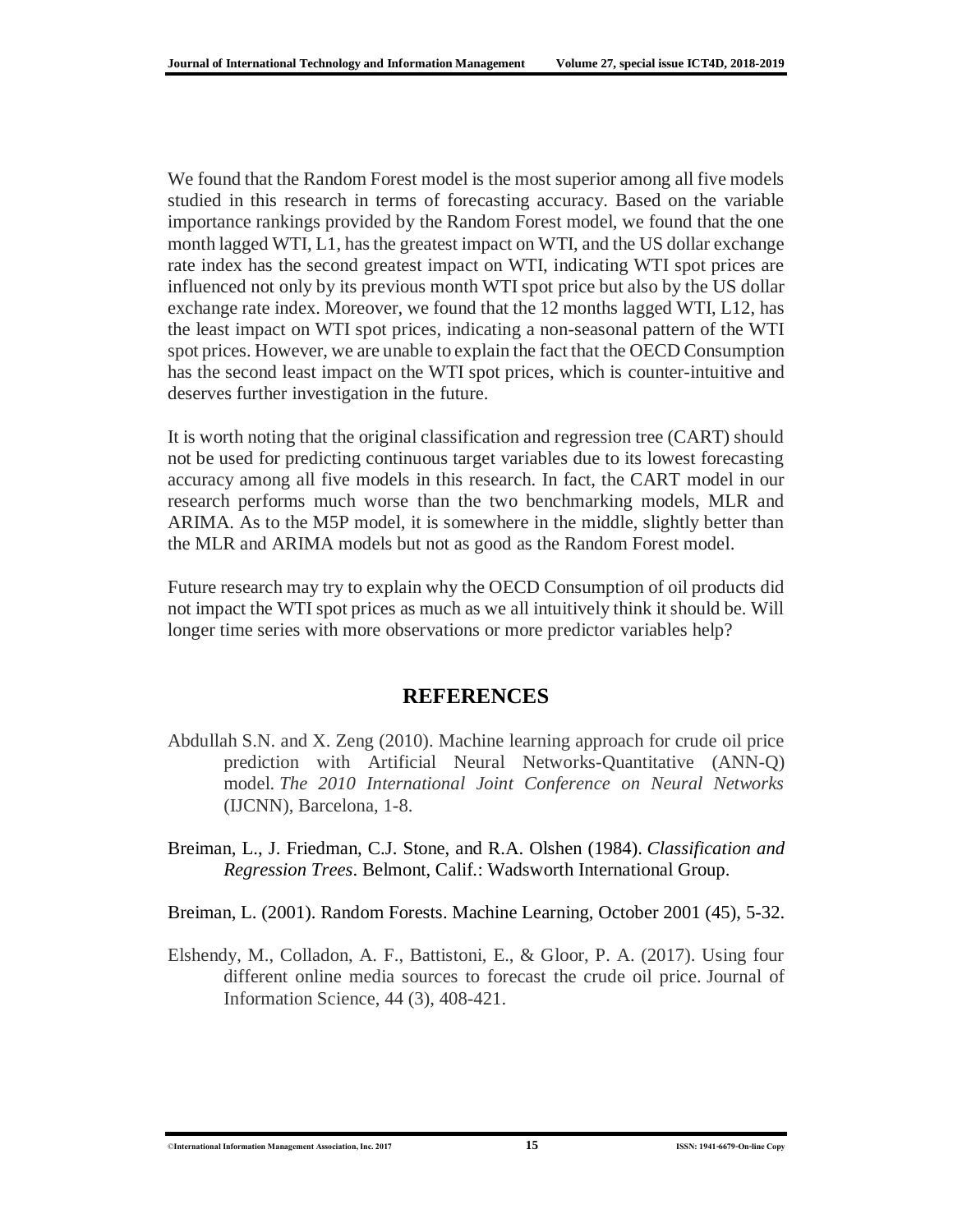We found that the Random Forest model is the most superior among all five models studied in this research in terms of forecasting accuracy. Based on the variable importance rankings provided by the Random Forest model, we found that the one month lagged WTI, L1, has the greatest impact on WTI, and the US dollar exchange rate index has the second greatest impact on WTI, indicating WTI spot prices are influenced not only by its previous month WTI spot price but also by the US dollar exchange rate index. Moreover, we found that the 12 months lagged WTI, L12, has the least impact on WTI spot prices, indicating a non-seasonal pattern of the WTI spot prices. However, we are unable to explain the fact that the OECD Consumption has the second least impact on the WTI spot prices, which is counter-intuitive and deserves further investigation in the future.

It is worth noting that the original classification and regression tree (CART) should not be used for predicting continuous target variables due to its lowest forecasting accuracy among all five models in this research. In fact, the CART model in our research performs much worse than the two benchmarking models, MLR and ARIMA. As to the M5P model, it is somewhere in the middle, slightly better than the MLR and ARIMA models but not as good as the Random Forest model.

Future research may try to explain why the OECD Consumption of oil products did not impact the WTI spot prices as much as we all intuitively think it should be. Will longer time series with more observations or more predictor variables help?

## REFERENCES

Abdullah S.N. and X. Zeng (2010). Machine learning approach for crude oil price prediction with Artificial Neural Networks-Quantitative (ANN-Q) model. *The 2010 International Joint Conference on Neural Networks* (IJCNN), Barcelona, 1-8.

Breiman, L., J. Friedman, C.J. Stone, and R.A. Olshen (1984). *Classification and Regression Trees*. Belmont, Calif.: Wadsworth International Group.

Breiman, L. (2001). Random Forests. Machine Learning, October 2001 (45), 5-32.

Elshendy, M., Colladon, A. F., Battistoni, E., & Gloor, P. A. (2017). Using four different online media sources to forecast the crude oil price. Journal of Information Science, 44 (3), 408-421.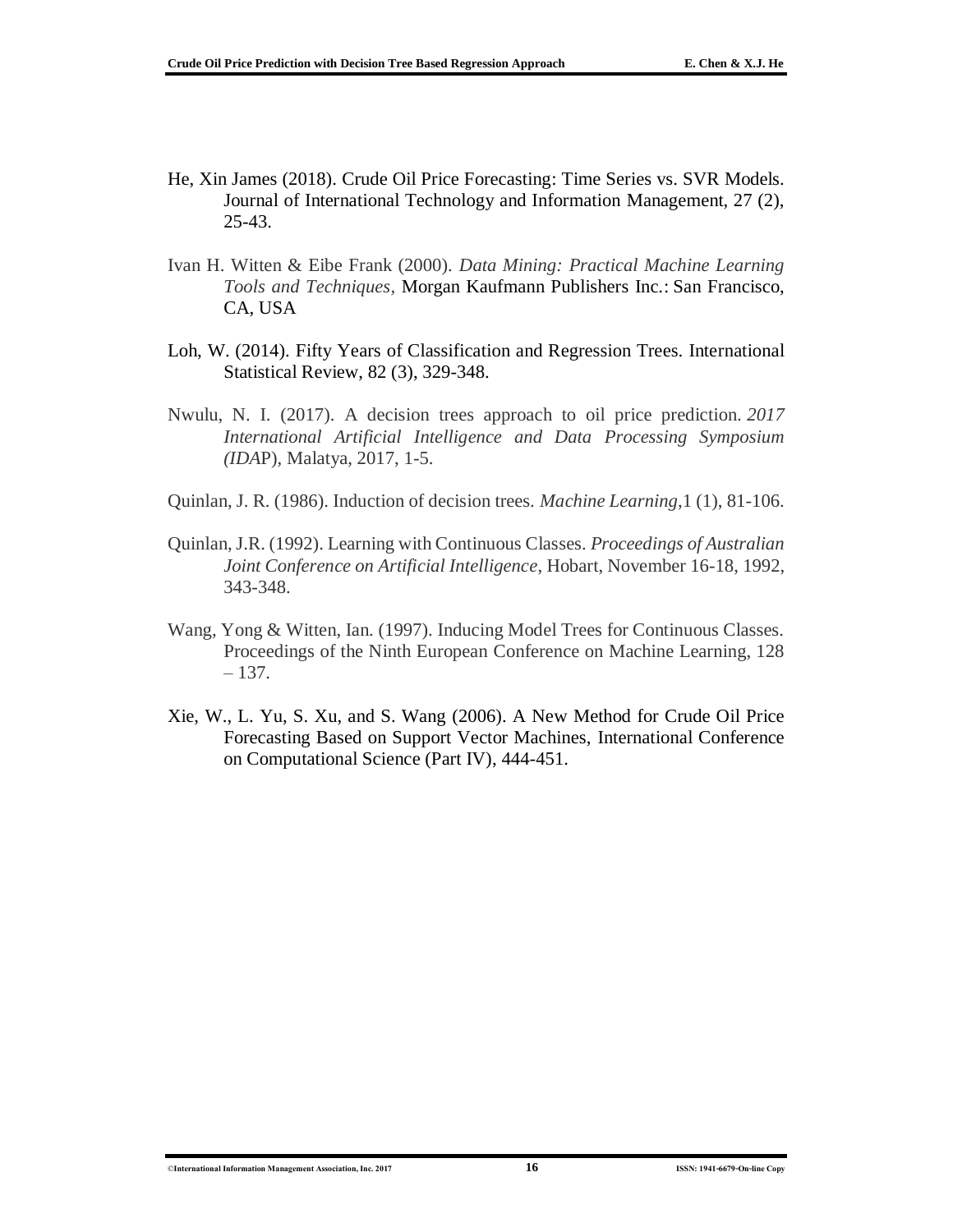He, Xin James (2018). Crude Oil Price Forecasting: Time Series vs. SVR Models. Journal of International Technology and Information Management, 27 (2), 25-43.

Ivan H. Witten & Eibe Frank (2000). *Data Mining: Practical Machine Learning Tools and Techniques,* Morgan Kaufmann Publishers Inc.: San Francisco, CA, USA

Loh, W. (2014). Fifty Years of Classification and Regression Trees. International Statistical Review, 82 (3), 329-348.

Nwulu, N. I. (2017). A decision trees approach to oil price prediction. *2017 International Artificial Intelligence and Data Processing Symposium (IDA*P), Malatya, 2017, 1-5.

Quinlan, J. R. (1986). Induction of decision trees. *Machine Learning*,1 (1), 81-106.

Quinlan, J.R. (1992). Learning with Continuous Classes. *Proceedings of Australian Joint Conference on Artificial Intelligence*, Hobart, November 16-18, 1992, 343-348.

Wang, Yong & Witten, Ian. (1997). Inducing Model Trees for Continuous Classes. Proceedings of the Ninth European Conference on Machine Learning, 128 – 137.

Xie, W., L. Yu, S. Xu, and S. Wang (2006). A New Method for Crude Oil Price Forecasting Based on Support Vector Machines, International Conference on Computational Science (Part IV), 444-451.